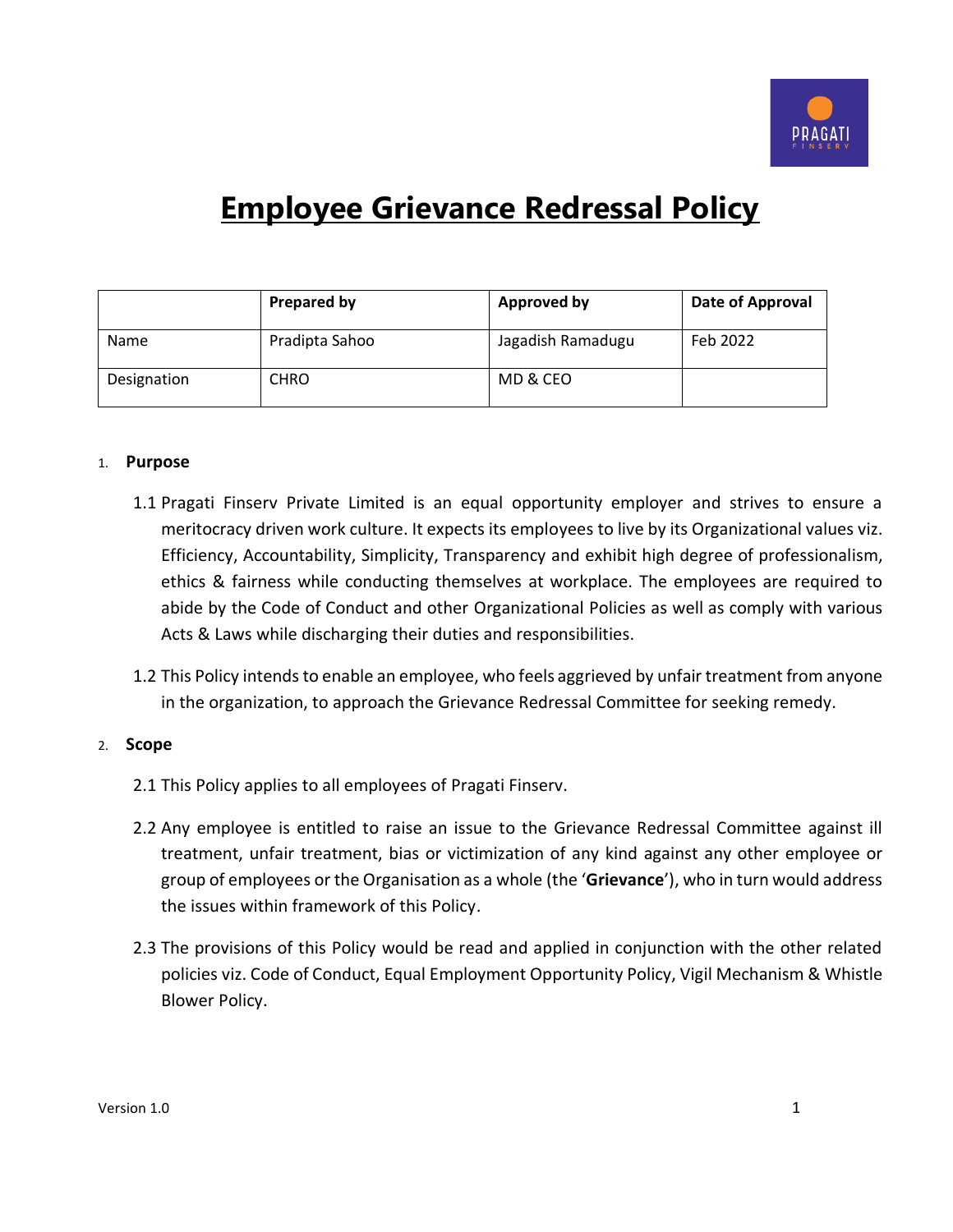# Employee Grievance Redressal Policy

| | Prepared by | Approved by | Date of Approval |
|---|---|---|---|
| Name | Pradipta Sahoo | Jagadish Ramadugu | Feb 2022 |
| Designation | CHRO | MD & CEO | |

## 1. Purpose

1.1 Pragati Finserv Private Limited is an equal opportunity employer and strives to ensure a meritocracy driven work culture. It expects its employees to live by its Organizational values viz. Efficiency, Accountability, Simplicity, Transparency and exhibit high degree of professionalism, ethics & fairness while conducting themselves at workplace. The employees are required to abide by the Code of Conduct and other Organizational Policies as well as comply with various Acts & Laws while discharging their duties and responsibilities.

1.2 This Policy intends to enable an employee, who feels aggrieved by unfair treatment from anyone in the organization, to approach the Grievance Redressal Committee for seeking remedy.

## 2. Scope

2.1 This Policy applies to all employees of Pragati Finserv.

2.2 Any employee is entitled to raise an issue to the Grievance Redressal Committee against ill treatment, unfair treatment, bias or victimization of any kind against any other employee or group of employees or the Organisation as a whole (the '**Grievance**'), who in turn would address the issues within framework of this Policy.

2.3 The provisions of this Policy would be read and applied in conjunction with the other related policies viz. Code of Conduct, Equal Employment Opportunity Policy, Vigil Mechanism & Whistle Blower Policy.

Version 1.0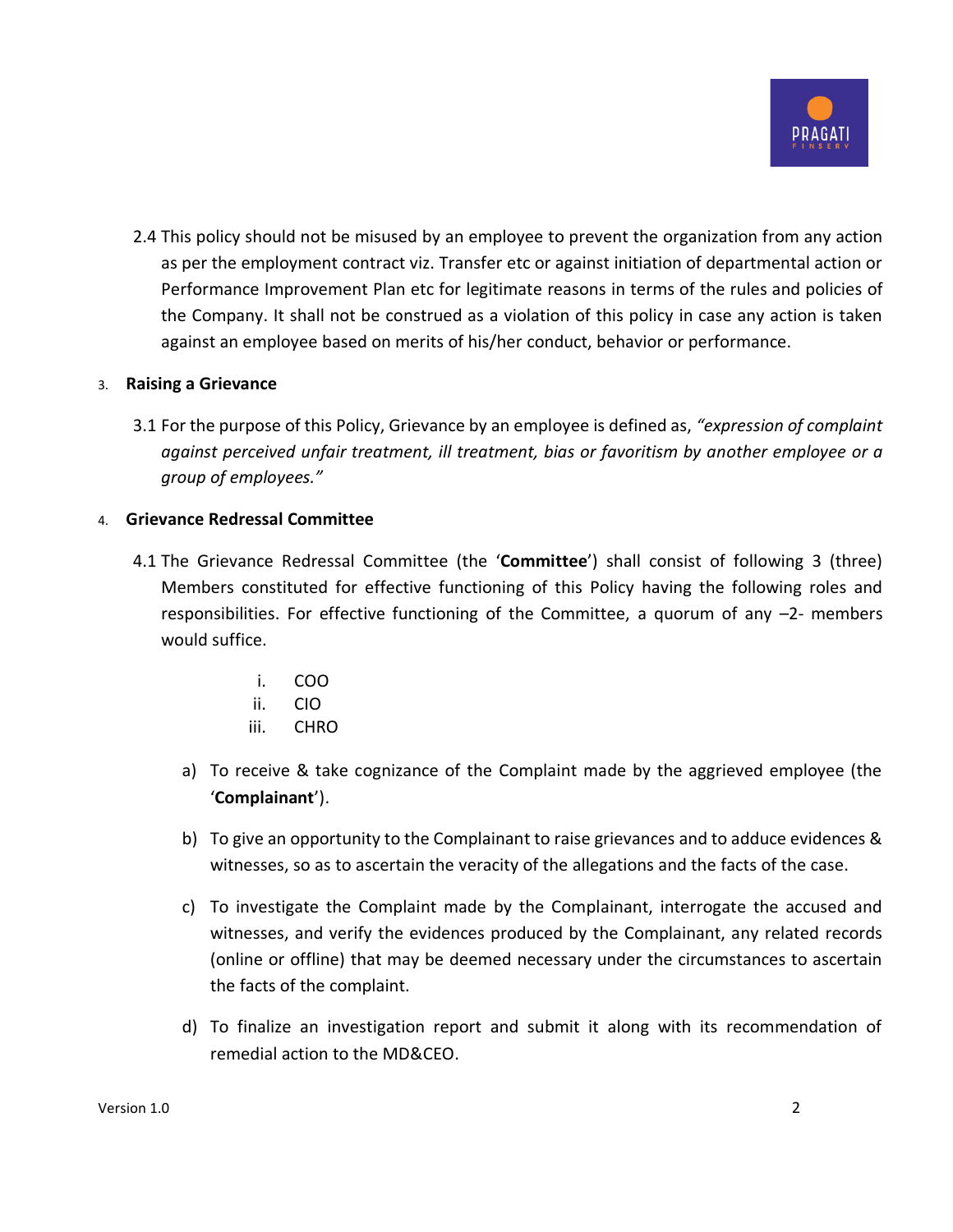2.4 This policy should not be misused by an employee to prevent the organization from any action as per the employment contract viz. Transfer etc or against initiation of departmental action or Performance Improvement Plan etc for legitimate reasons in terms of the rules and policies of the Company. It shall not be construed as a violation of this policy in case any action is taken against an employee based on merits of his/her conduct, behavior or performance.

## 3. Raising a Grievance

3.1 For the purpose of this Policy, Grievance by an employee is defined as, *"expression of complaint against perceived unfair treatment, ill treatment, bias or favoritism by another employee or a group of employees."*

## 4. Grievance Redressal Committee

4.1 The Grievance Redressal Committee (the '**Committee**') shall consist of following 3 (three) Members constituted for effective functioning of this Policy having the following roles and responsibilities. For effective functioning of the Committee, a quorum of any –2- members would suffice.

- i. COO
- ii. CIO
- iii. CHRO

a) To receive & take cognizance of the Complaint made by the aggrieved employee (the '**Complainant**').

b) To give an opportunity to the Complainant to raise grievances and to adduce evidences & witnesses, so as to ascertain the veracity of the allegations and the facts of the case.

c) To investigate the Complaint made by the Complainant, interrogate the accused and witnesses, and verify the evidences produced by the Complainant, any related records (online or offline) that may be deemed necessary under the circumstances to ascertain the facts of the complaint.

d) To finalize an investigation report and submit it along with its recommendation of remedial action to the MD&CEO.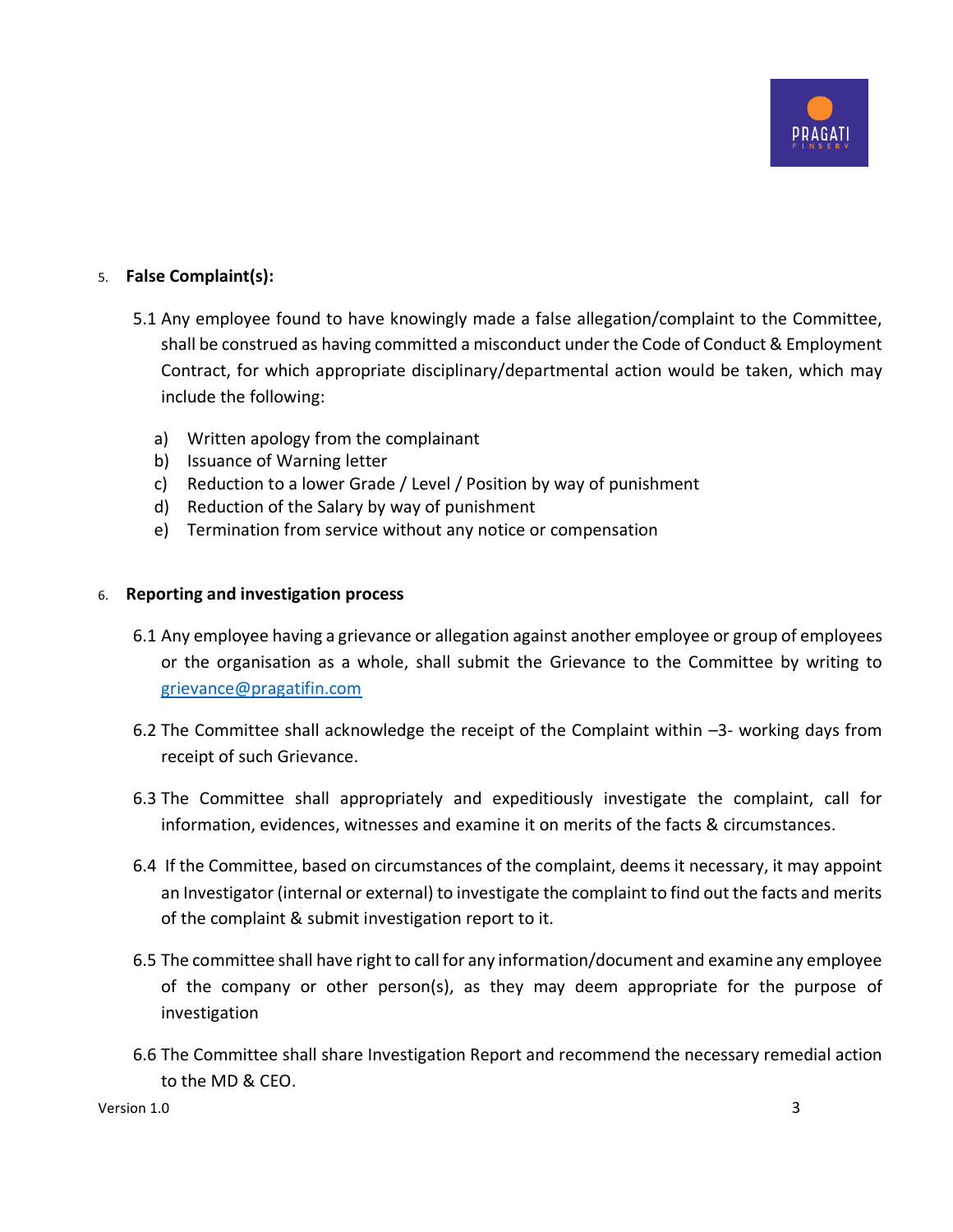## 5. False Complaint(s):

5.1 Any employee found to have knowingly made a false allegation/complaint to the Committee, shall be construed as having committed a misconduct under the Code of Conduct & Employment Contract, for which appropriate disciplinary/departmental action would be taken, which may include the following:

a) Written apology from the complainant
b) Issuance of Warning letter
c) Reduction to a lower Grade / Level / Position by way of punishment
d) Reduction of the Salary by way of punishment
e) Termination from service without any notice or compensation

## 6. Reporting and investigation process

6.1 Any employee having a grievance or allegation against another employee or group of employees or the organisation as a whole, shall submit the Grievance to the Committee by writing to grievance@pragatifin.com

6.2 The Committee shall acknowledge the receipt of the Complaint within –3- working days from receipt of such Grievance.

6.3 The Committee shall appropriately and expeditiously investigate the complaint, call for information, evidences, witnesses and examine it on merits of the facts & circumstances.

6.4 If the Committee, based on circumstances of the complaint, deems it necessary, it may appoint an Investigator (internal or external) to investigate the complaint to find out the facts and merits of the complaint & submit investigation report to it.

6.5 The committee shall have right to call for any information/document and examine any employee of the company or other person(s), as they may deem appropriate for the purpose of investigation

6.6 The Committee shall share Investigation Report and recommend the necessary remedial action to the MD & CEO.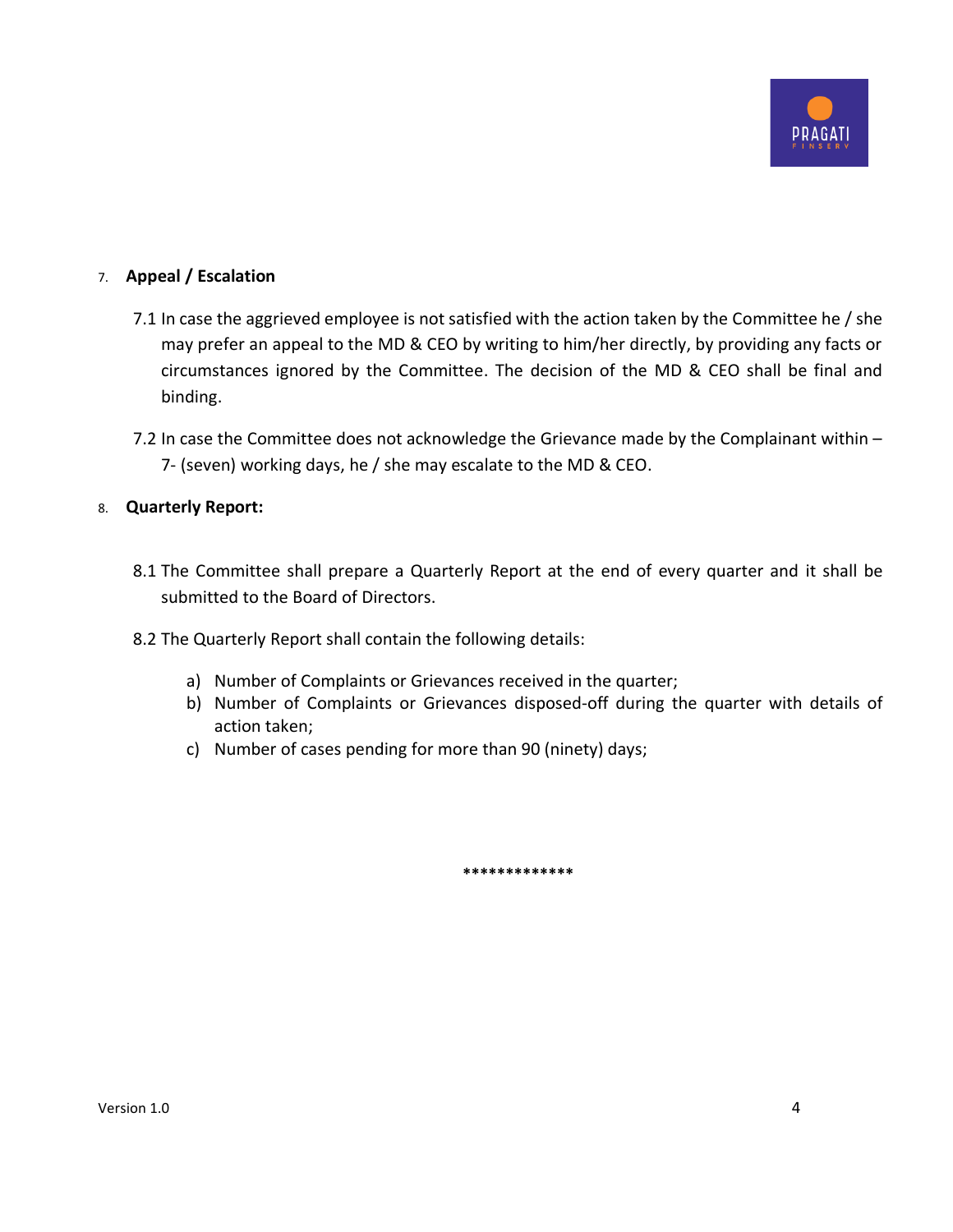7. **Appeal / Escalation**

7.1 In case the aggrieved employee is not satisfied with the action taken by the Committee he / she may prefer an appeal to the MD & CEO by writing to him/her directly, by providing any facts or circumstances ignored by the Committee. The decision of the MD & CEO shall be final and binding.

7.2 In case the Committee does not acknowledge the Grievance made by the Complainant within – 7- (seven) working days, he / she may escalate to the MD & CEO.

8. **Quarterly Report:**

8.1 The Committee shall prepare a Quarterly Report at the end of every quarter and it shall be submitted to the Board of Directors.

8.2 The Quarterly Report shall contain the following details:

a) Number of Complaints or Grievances received in the quarter;
b) Number of Complaints or Grievances disposed-off during the quarter with details of action taken;
c) Number of cases pending for more than 90 (ninety) days;

*************